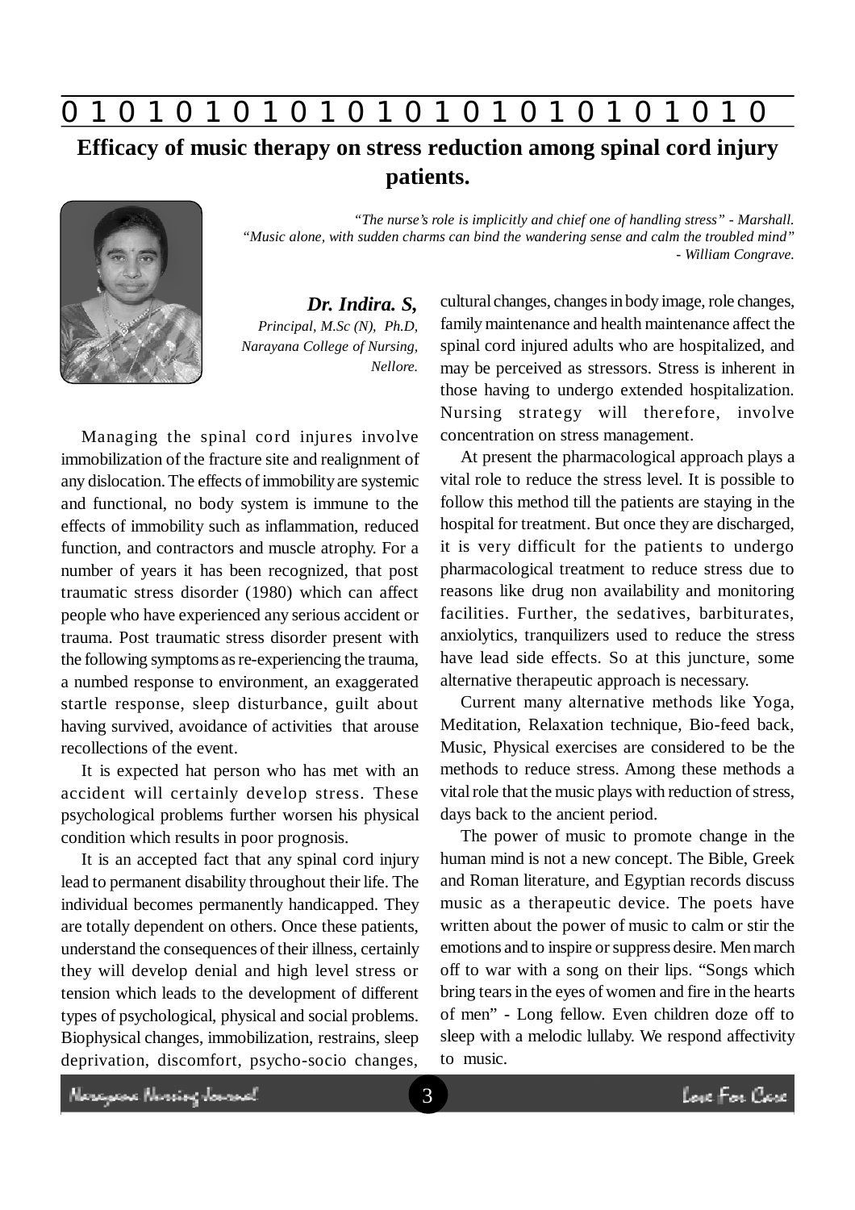# Efficacy of music therapy on stress reduction among spinal cord injury patients.

*"The nurse's role is implicitly and chief one of handling stress" - Marshall.*
*"Music alone, with sudden charms can bind the wandering sense and calm the troubled mind"*
*- William Congrave.*

***Dr. Indira. S,***
*Principal, M.Sc (N), Ph.D,*
*Narayana College of Nursing,*
*Nellore.*

Managing the spinal cord injures involve immobilization of the fracture site and realignment of any dislocation. The effects of immobility are systemic and functional, no body system is immune to the effects of immobility such as inflammation, reduced function, and contractors and muscle atrophy. For a number of years it has been recognized, that post traumatic stress disorder (1980) which can affect people who have experienced any serious accident or trauma. Post traumatic stress disorder present with the following symptoms as re-experiencing the trauma, a numbed response to environment, an exaggerated startle response, sleep disturbance, guilt about having survived, avoidance of activities that arouse recollections of the event.

It is expected hat person who has met with an accident will certainly develop stress. These psychological problems further worsen his physical condition which results in poor prognosis.

It is an accepted fact that any spinal cord injury lead to permanent disability throughout their life. The individual becomes permanently handicapped. They are totally dependent on others. Once these patients, understand the consequences of their illness, certainly they will develop denial and high level stress or tension which leads to the development of different types of psychological, physical and social problems. Biophysical changes, immobilization, restrains, sleep deprivation, discomfort, psycho-socio changes, cultural changes, changes in body image, role changes, family maintenance and health maintenance affect the spinal cord injured adults who are hospitalized, and may be perceived as stressors. Stress is inherent in those having to undergo extended hospitalization. Nursing strategy will therefore, involve concentration on stress management.

At present the pharmacological approach plays a vital role to reduce the stress level. It is possible to follow this method till the patients are staying in the hospital for treatment. But once they are discharged, it is very difficult for the patients to undergo pharmacological treatment to reduce stress due to reasons like drug non availability and monitoring facilities. Further, the sedatives, barbiturates, anxiolytics, tranquilizers used to reduce the stress have lead side effects. So at this juncture, some alternative therapeutic approach is necessary.

Current many alternative methods like Yoga, Meditation, Relaxation technique, Bio-feed back, Music, Physical exercises are considered to be the methods to reduce stress. Among these methods a vital role that the music plays with reduction of stress, days back to the ancient period.

The power of music to promote change in the human mind is not a new concept. The Bible, Greek and Roman literature, and Egyptian records discuss music as a therapeutic device. The poets have written about the power of music to calm or stir the emotions and to inspire or suppress desire. Men march off to war with a song on their lips. "Songs which bring tears in the eyes of women and fire in the hearts of men" - Long fellow. Even children doze off to sleep with a melodic lullaby. We respond affectivity to music.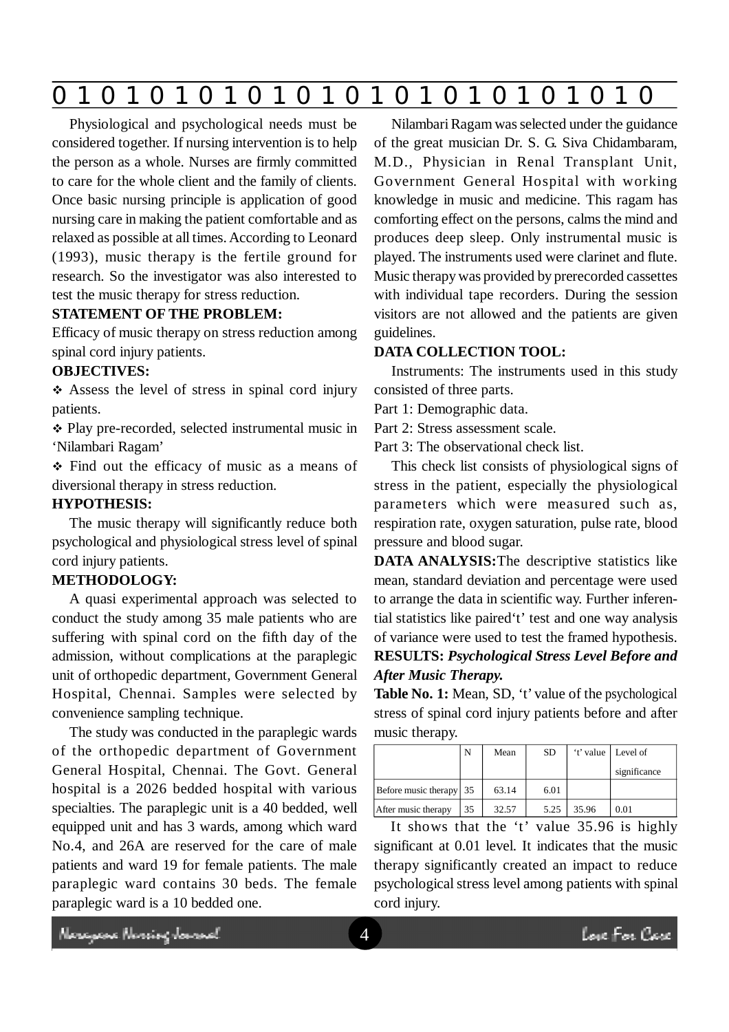Physiological and psychological needs must be considered together. If nursing intervention is to help the person as a whole. Nurses are firmly committed to care for the whole client and the family of clients. Once basic nursing principle is application of good nursing care in making the patient comfortable and as relaxed as possible at all times. According to Leonard (1993), music therapy is the fertile ground for research. So the investigator was also interested to test the music therapy for stress reduction.

**STATEMENT OF THE PROBLEM:**

Efficacy of music therapy on stress reduction among spinal cord injury patients.

**OBJECTIVES:**

- Assess the level of stress in spinal cord injury patients.
- Play pre-recorded, selected instrumental music in 'Nilambari Ragam'
- Find out the efficacy of music as a means of diversional therapy in stress reduction.

**HYPOTHESIS:**

The music therapy will significantly reduce both psychological and physiological stress level of spinal cord injury patients.

**METHODOLOGY:**

A quasi experimental approach was selected to conduct the study among 35 male patients who are suffering with spinal cord on the fifth day of the admission, without complications at the paraplegic unit of orthopedic department, Government General Hospital, Chennai. Samples were selected by convenience sampling technique.

The study was conducted in the paraplegic wards of the orthopedic department of Government General Hospital, Chennai. The Govt. General hospital is a 2026 bedded hospital with various specialties. The paraplegic unit is a 40 bedded, well equipped unit and has 3 wards, among which ward No.4, and 26A are reserved for the care of male patients and ward 19 for female patients. The male paraplegic ward contains 30 beds. The female paraplegic ward is a 10 bedded one.

Nilambari Ragam was selected under the guidance of the great musician Dr. S. G. Siva Chidambaram, M.D., Physician in Renal Transplant Unit, Government General Hospital with working knowledge in music and medicine. This ragam has comforting effect on the persons, calms the mind and produces deep sleep. Only instrumental music is played. The instruments used were clarinet and flute. Music therapy was provided by prerecorded cassettes with individual tape recorders. During the session visitors are not allowed and the patients are given guidelines.

**DATA COLLECTION TOOL:**

Instruments: The instruments used in this study consisted of three parts.

Part 1: Demographic data.

Part 2: Stress assessment scale.

Part 3: The observational check list.

This check list consists of physiological signs of stress in the patient, especially the physiological parameters which were measured such as, respiration rate, oxygen saturation, pulse rate, blood pressure and blood sugar.

**DATA ANALYSIS:** The descriptive statistics like mean, standard deviation and percentage were used to arrange the data in scientific way. Further inferential statistics like paired 't' test and one way analysis of variance were used to test the framed hypothesis.

**RESULTS:** ***Psychological Stress Level Before and After Music Therapy.***

**Table No. 1:** Mean, SD, 't' value of the psychological stress of spinal cord injury patients before and after music therapy.

| | N | Mean | SD | 't' value | Level of significance |
|---|---|---|---|---|---|
| Before music therapy | 35 | 63.14 | 6.01 | | |
| After music therapy | 35 | 32.57 | 5.25 | 35.96 | 0.01 |

It shows that the 't' value 35.96 is highly significant at 0.01 level. It indicates that the music therapy significantly created an impact to reduce psychological stress level among patients with spinal cord injury.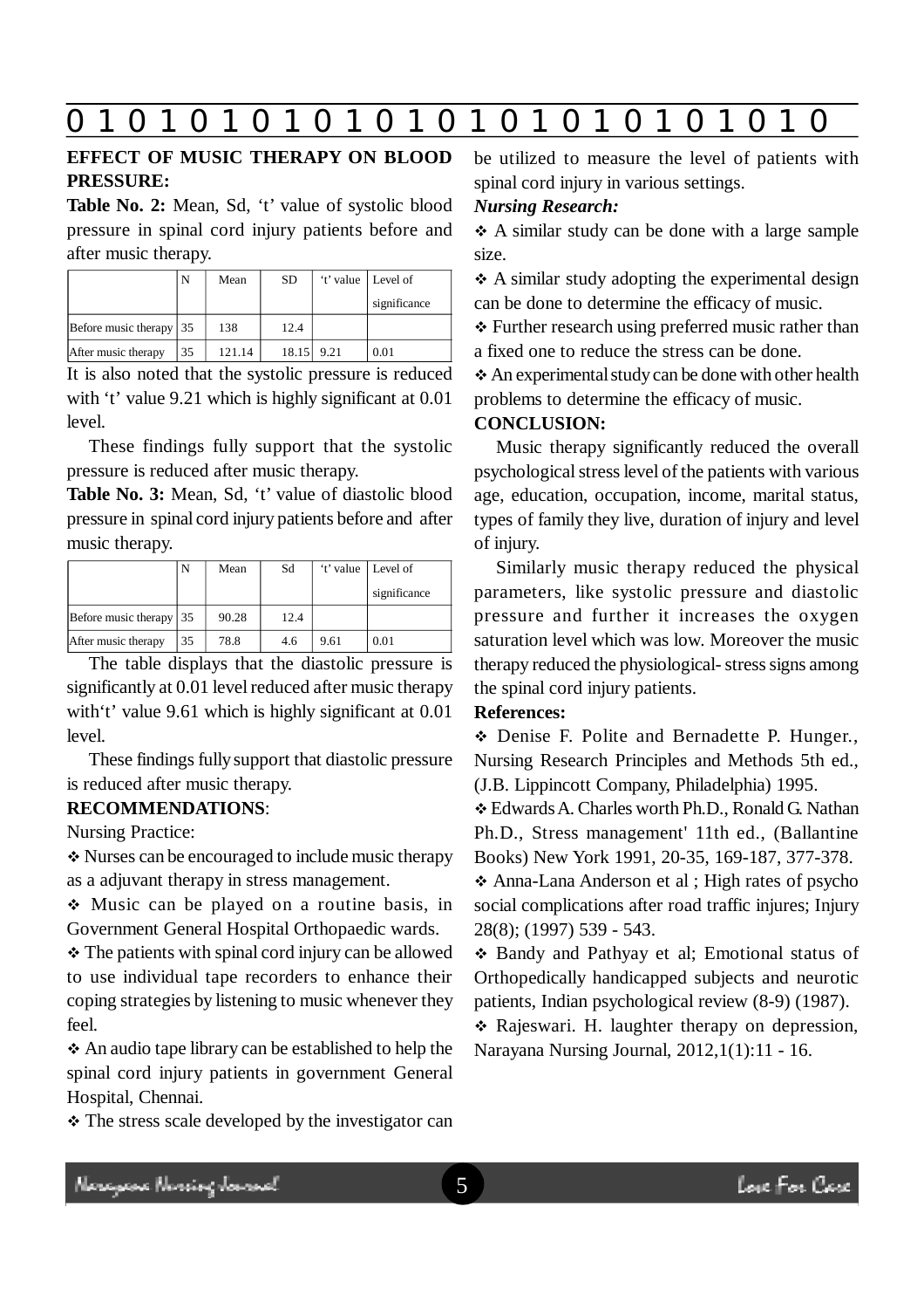**EFFECT OF MUSIC THERAPY ON BLOOD PRESSURE:**

**Table No. 2:** Mean, Sd, 't' value of systolic blood pressure in spinal cord injury patients before and after music therapy.

| | N | Mean | SD | 't' value | Level of significance |
|---|---|---|---|---|---|
| Before music therapy | 35 | 138 | 12.4 | | |
| After music therapy | 35 | 121.14 | 18.15 | 9.21 | 0.01 |

It is also noted that the systolic pressure is reduced with 't' value 9.21 which is highly significant at 0.01 level.

These findings fully support that the systolic pressure is reduced after music therapy.

**Table No. 3:** Mean, Sd, 't' value of diastolic blood pressure in spinal cord injury patients before and after music therapy.

| | N | Mean | Sd | 't' value | Level of significance |
|---|---|---|---|---|---|
| Before music therapy | 35 | 90.28 | 12.4 | | |
| After music therapy | 35 | 78.8 | 4.6 | 9.61 | 0.01 |

The table displays that the diastolic pressure is significantly at 0.01 level reduced after music therapy with't' value 9.61 which is highly significant at 0.01 level.

These findings fully support that diastolic pressure is reduced after music therapy.

**RECOMMENDATIONS**:

Nursing Practice:

- Nurses can be encouraged to include music therapy as a adjuvant therapy in stress management.
- Music can be played on a routine basis, in Government General Hospital Orthopaedic wards.
- The patients with spinal cord injury can be allowed to use individual tape recorders to enhance their coping strategies by listening to music whenever they feel.
- An audio tape library can be established to help the spinal cord injury patients in government General Hospital, Chennai.
- The stress scale developed by the investigator can be utilized to measure the level of patients with spinal cord injury in various settings.

***Nursing Research:***

- A similar study can be done with a large sample size.
- A similar study adopting the experimental design can be done to determine the efficacy of music.
- Further research using preferred music rather than a fixed one to reduce the stress can be done.
- An experimental study can be done with other health problems to determine the efficacy of music.

**CONCLUSION:**

Music therapy significantly reduced the overall psychological stress level of the patients with various age, education, occupation, income, marital status, types of family they live, duration of injury and level of injury.

Similarly music therapy reduced the physical parameters, like systolic pressure and diastolic pressure and further it increases the oxygen saturation level which was low. Moreover the music therapy reduced the physiological- stress signs among the spinal cord injury patients.

**References:**

- Denise F. Polite and Bernadette P. Hunger., Nursing Research Principles and Methods 5th ed., (J.B. Lippincott Company, Philadelphia) 1995.
- Edwards A. Charles worth Ph.D., Ronald G. Nathan Ph.D., Stress management' 11th ed., (Ballantine Books) New York 1991, 20-35, 169-187, 377-378.
- Anna-Lana Anderson et al ; High rates of psycho social complications after road traffic injures; Injury 28(8); (1997) 539 - 543.
- Bandy and Pathyay et al; Emotional status of Orthopedically handicapped subjects and neurotic patients, Indian psychological review (8-9) (1987).
- Rajeswari. H. laughter therapy on depression, Narayana Nursing Journal, 2012,1(1):11 - 16.